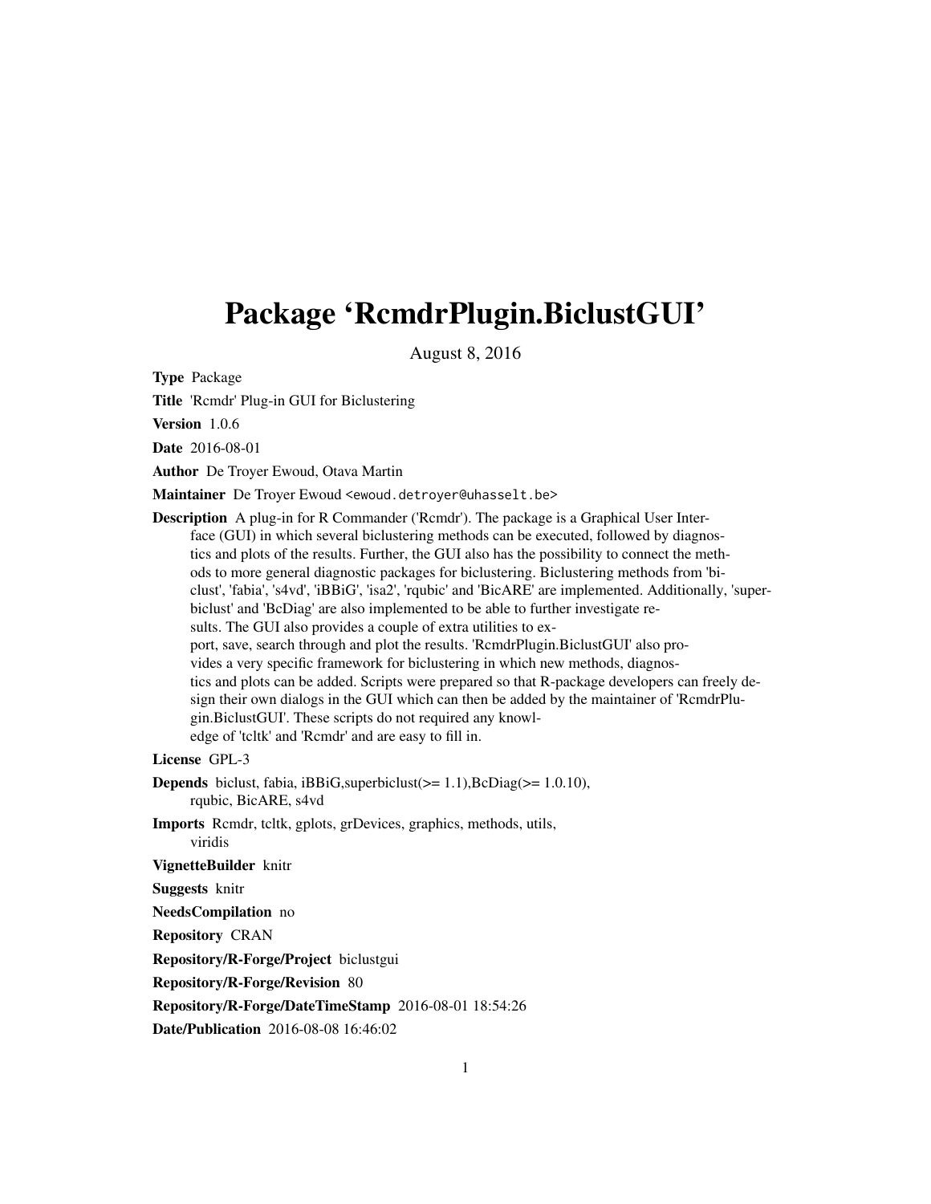# Package 'RcmdrPlugin.BiclustGUI'

August 8, 2016

**Type** Package

**Title** 'Rcmdr' Plug-in GUI for Biclustering

**Version** 1.0.6

**Date** 2016-08-01

**Author** De Troyer Ewoud, Otava Martin

**Maintainer** De Troyer Ewoud <ewoud.detroyer@uhasselt.be>

**Description** A plug-in for R Commander ('Rcmdr'). The package is a Graphical User Interface (GUI) in which several biclustering methods can be executed, followed by diagnostics and plots of the results. Further, the GUI also has the possibility to connect the methods to more general diagnostic packages for biclustering. Biclustering methods from 'biclust', 'fabia', 's4vd', 'iBBiG', 'isa2', 'rqubic' and 'BicARE' are implemented. Additionally, 'superbiclust' and 'BcDiag' are also implemented to be able to further investigate results. The GUI also provides a couple of extra utilities to export, save, search through and plot the results. 'RcmdrPlugin.BiclustGUI' also provides a very specific framework for biclustering in which new methods, diagnostics and plots can be added. Scripts were prepared so that R-package developers can freely design their own dialogs in the GUI which can then be added by the maintainer of 'RcmdrPlugin.BiclustGUI'. These scripts do not required any knowledge of 'tcltk' and 'Rcmdr' and are easy to fill in.

**License** GPL-3

**Depends** biclust, fabia, iBBiG,superbiclust(>= 1.1),BcDiag(>= 1.0.10), rqubic, BicARE, s4vd

**Imports** Rcmdr, tcltk, gplots, grDevices, graphics, methods, utils, viridis

**VignetteBuilder** knitr

**Suggests** knitr

**NeedsCompilation** no

**Repository** CRAN

**Repository/R-Forge/Project** biclustgui

**Repository/R-Forge/Revision** 80

**Repository/R-Forge/DateTimeStamp** 2016-08-01 18:54:26

**Date/Publication** 2016-08-08 16:46:02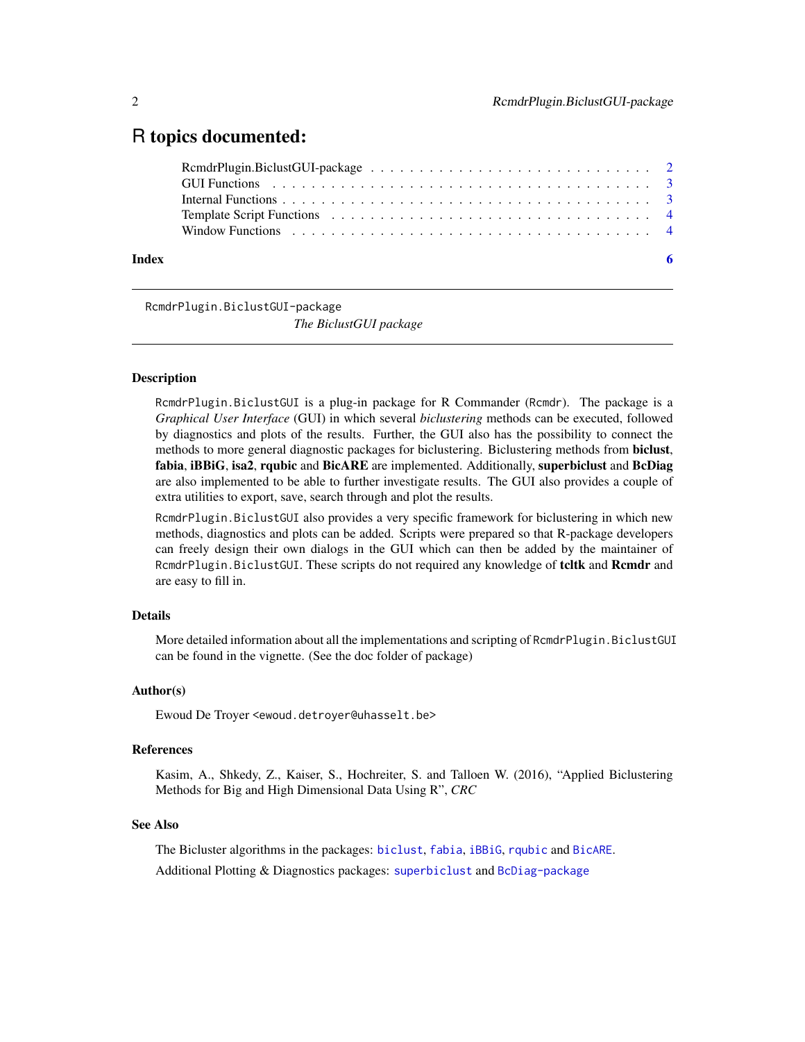# R topics documented:

RcmdrPlugin.BiclustGUI-package . . . . . . . . . . . . . . . . . . . . . . . . . . . 2
GUI Functions . . . . . . . . . . . . . . . . . . . . . . . . . . . . . . . . . . . . 3
Internal Functions . . . . . . . . . . . . . . . . . . . . . . . . . . . . . . . . . . 3
Template Script Functions . . . . . . . . . . . . . . . . . . . . . . . . . . . . . . 4
Window Functions . . . . . . . . . . . . . . . . . . . . . . . . . . . . . . . . . . 4

**Index** **6**

---

RcmdrPlugin.BiclustGUI-package
*The BiclustGUI package*

---

### Description

RcmdrPlugin.BiclustGUI is a plug-in package for R Commander (Rcmdr). The package is a *Graphical User Interface* (GUI) in which several *biclustering* methods can be executed, followed by diagnostics and plots of the results. Further, the GUI also has the possibility to connect the methods to more general diagnostic packages for biclustering. Biclustering methods from **biclust**, **fabia**, **iBBiG**, **isa2**, **rqubic** and **BicARE** are implemented. Additionally, **superbiclust** and **BcDiag** are also implemented to be able to further investigate results. The GUI also provides a couple of extra utilities to export, save, search through and plot the results.

RcmdrPlugin.BiclustGUI also provides a very specific framework for biclustering in which new methods, diagnostics and plots can be added. Scripts were prepared so that R-package developers can freely design their own dialogs in the GUI which can then be added by the maintainer of RcmdrPlugin.BiclustGUI. These scripts do not required any knowledge of **tcltk** and **Rcmdr** and are easy to fill in.

### Details

More detailed information about all the implementations and scripting of RcmdrPlugin.BiclustGUI can be found in the vignette. (See the doc folder of package)

### Author(s)

Ewoud De Troyer <ewoud.detroyer@uhasselt.be>

### References

Kasim, A., Shkedy, Z., Kaiser, S., Hochreiter, S. and Talloen W. (2016), "Applied Biclustering Methods for Big and High Dimensional Data Using R", *CRC*

### See Also

The Bicluster algorithms in the packages: biclust, fabia, iBBiG, rqubic and BicARE.

Additional Plotting & Diagnostics packages: superbiclust and BcDiag-package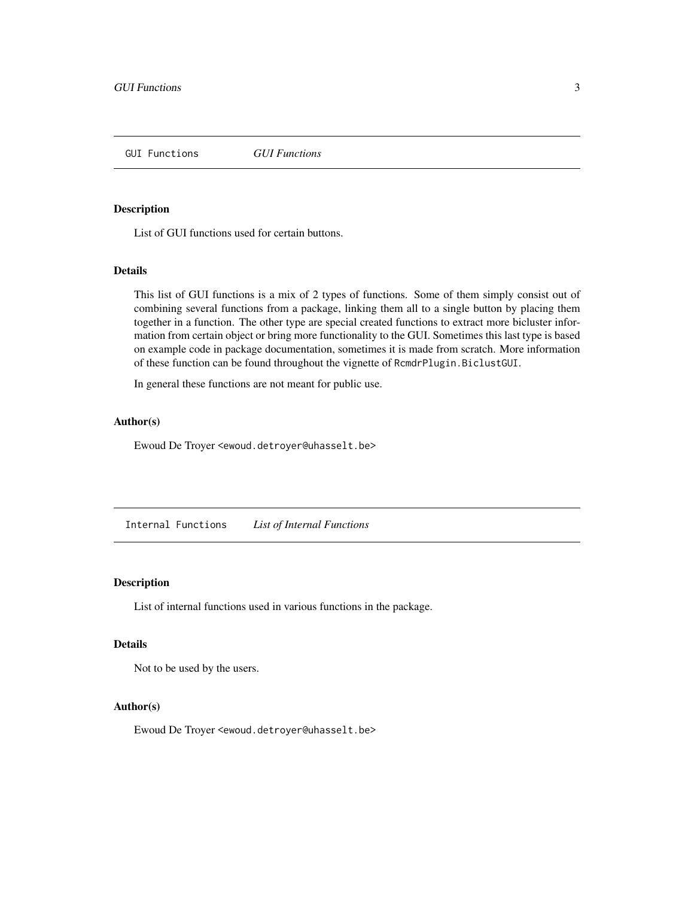## GUI Functions — *GUI Functions*

### Description

List of GUI functions used for certain buttons.

### Details

This list of GUI functions is a mix of 2 types of functions. Some of them simply consist out of combining several functions from a package, linking them all to a single button by placing them together in a function. The other type are special created functions to extract more bicluster information from certain object or bring more functionality to the GUI. Sometimes this last type is based on example code in package documentation, sometimes it is made from scratch. More information of these function can be found throughout the vignette of `RcmdrPlugin.BiclustGUI`.

In general these functions are not meant for public use.

### Author(s)

Ewoud De Troyer <ewoud.detroyer@uhasselt.be>

## Internal Functions — *List of Internal Functions*

### Description

List of internal functions used in various functions in the package.

### Details

Not to be used by the users.

### Author(s)

Ewoud De Troyer <ewoud.detroyer@uhasselt.be>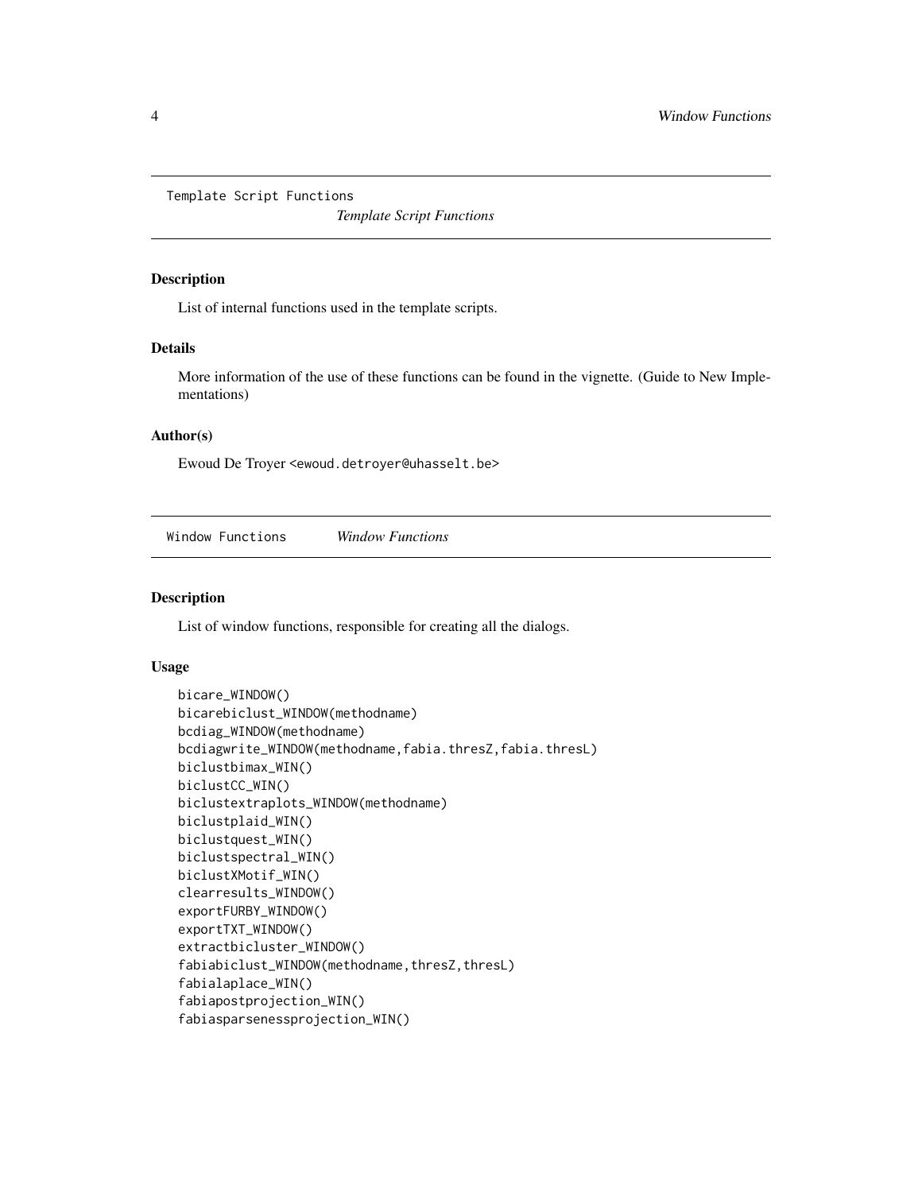## Template Script Functions

*Template Script Functions*

### Description

List of internal functions used in the template scripts.

### Details

More information of the use of these functions can be found in the vignette. (Guide to New Implementations)

### Author(s)

Ewoud De Troyer <ewoud.detroyer@uhasselt.be>

## Window Functions

*Window Functions*

### Description

List of window functions, responsible for creating all the dialogs.

### Usage

```
bicare_WINDOW()
bicarebiclust_WINDOW(methodname)
bcdiag_WINDOW(methodname)
bcdiagwrite_WINDOW(methodname,fabia.thresZ,fabia.thresL)
biclustbimax_WIN()
biclustCC_WIN()
biclustextraplots_WINDOW(methodname)
biclustplaid_WIN()
biclustquest_WIN()
biclustspectral_WIN()
biclustXMotif_WIN()
clearresults_WINDOW()
exportFURBY_WINDOW()
exportTXT_WINDOW()
extractbicluster_WINDOW()
fabiabiclust_WINDOW(methodname,thresZ,thresL)
fabialaplace_WIN()
fabiapostprojection_WIN()
fabiasparsenessprojection_WIN()
```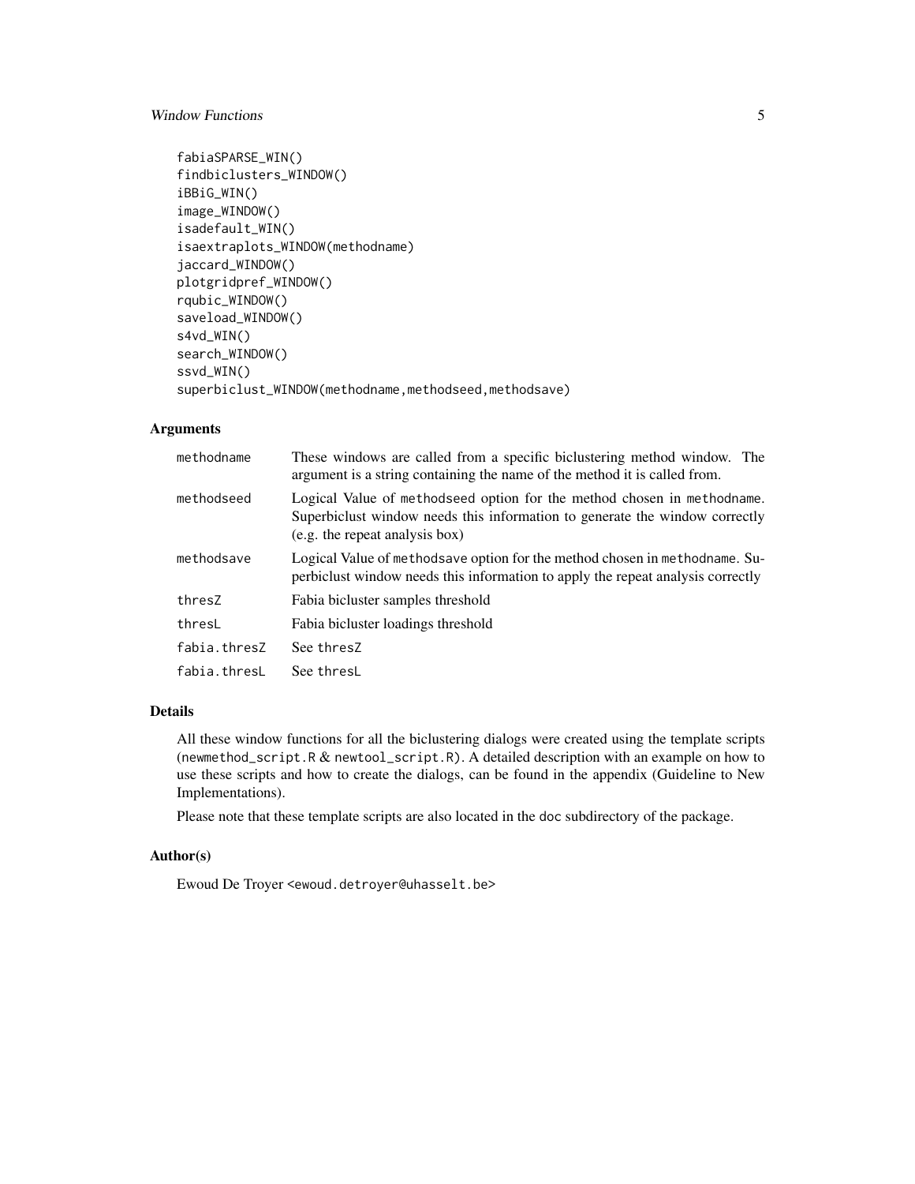```
fabiaSPARSE_WIN()
findbiclusters_WINDOW()
iBBiG_WIN()
image_WINDOW()
isadefault_WIN()
isaextraplots_WINDOW(methodname)
jaccard_WINDOW()
plotgridpref_WINDOW()
rqubic_WINDOW()
saveload_WINDOW()
s4vd_WIN()
search_WINDOW()
ssvd_WIN()
superbiclust_WINDOW(methodname,methodseed,methodsave)
```

## Arguments

| | |
|---|---|
| methodname | These windows are called from a specific biclustering method window. The argument is a string containing the name of the method it is called from. |
| methodseed | Logical Value of methodseed option for the method chosen in methodname. Superbiclust window needs this information to generate the window correctly (e.g. the repeat analysis box) |
| methodsave | Logical Value of methodsave option for the method chosen in methodname. Superbiclust window needs this information to apply the repeat analysis correctly |
| thresZ | Fabia bicluster samples threshold |
| thresL | Fabia bicluster loadings threshold |
| fabia.thresZ | See thresZ |
| fabia.thresL | See thresL |

## Details

All these window functions for all the biclustering dialogs were created using the template scripts (newmethod_script.R & newtool_script.R). A detailed description with an example on how to use these scripts and how to create the dialogs, can be found in the appendix (Guideline to New Implementations).

Please note that these template scripts are also located in the doc subdirectory of the package.

## Author(s)

Ewoud De Troyer <ewoud.detroyer@uhasselt.be>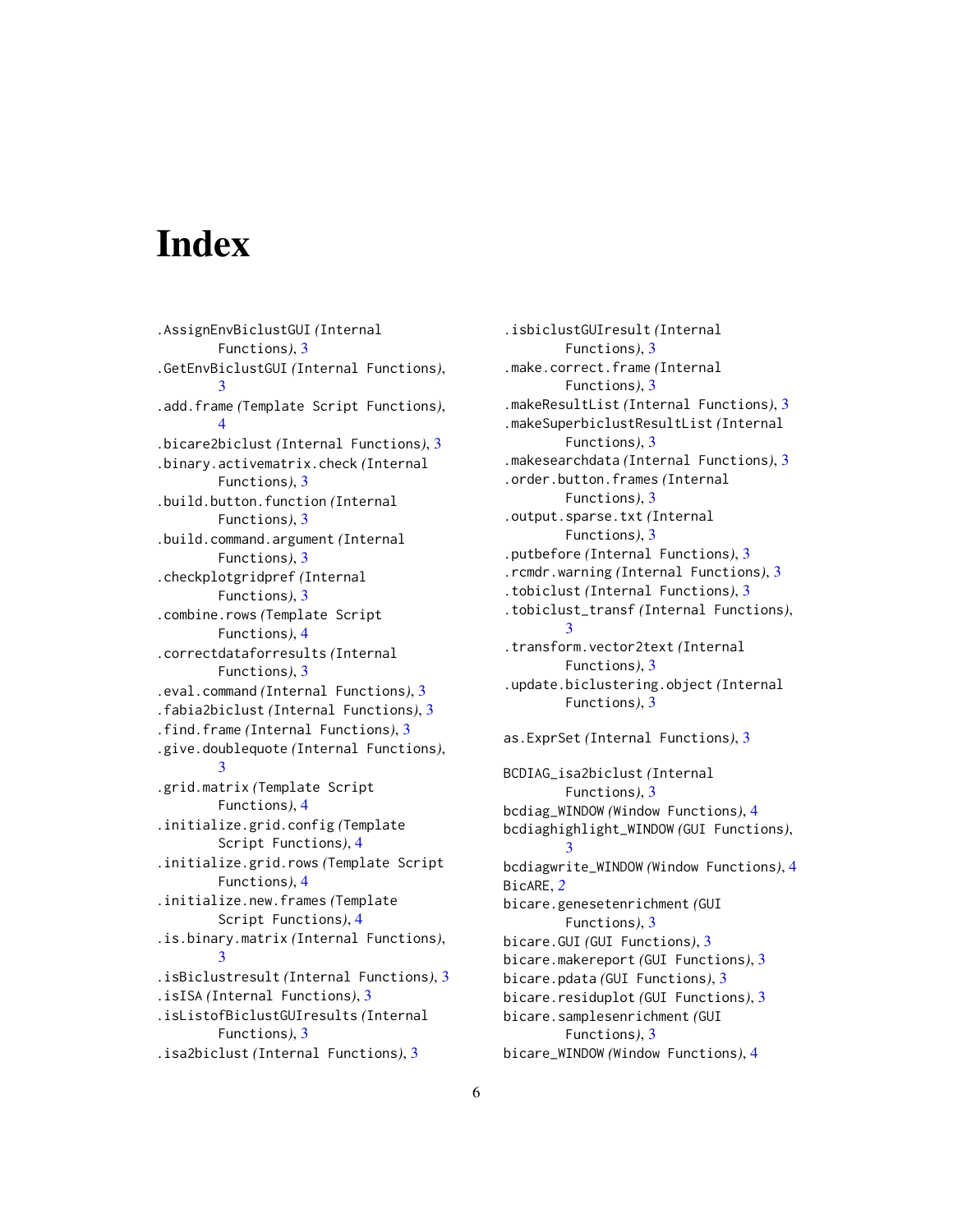# Index

.AssignEnvBiclustGUI (Internal Functions), 3
.GetEnvBiclustGUI (Internal Functions), 3
.add.frame (Template Script Functions), 4
.bicare2biclust (Internal Functions), 3
.binary.activematrix.check (Internal Functions), 3
.build.button.function (Internal Functions), 3
.build.command.argument (Internal Functions), 3
.checkplotgridpref (Internal Functions), 3
.combine.rows (Template Script Functions), 4
.correctdataforresults (Internal Functions), 3
.eval.command (Internal Functions), 3
.fabia2biclust (Internal Functions), 3
.find.frame (Internal Functions), 3
.give.doublequote (Internal Functions), 3
.grid.matrix (Template Script Functions), 4
.initialize.grid.config (Template Script Functions), 4
.initialize.grid.rows (Template Script Functions), 4
.initialize.new.frames (Template Script Functions), 4
.is.binary.matrix (Internal Functions), 3
.isBiclustresult (Internal Functions), 3
.isISA (Internal Functions), 3
.isListofBiclustGUIresults (Internal Functions), 3
.isa2biclust (Internal Functions), 3
.isbiclustGUIresult (Internal Functions), 3
.make.correct.frame (Internal Functions), 3
.makeResultList (Internal Functions), 3
.makeSuperbiclustResultList (Internal Functions), 3
.makesearchdata (Internal Functions), 3
.order.button.frames (Internal Functions), 3
.output.sparse.txt (Internal Functions), 3
.putbefore (Internal Functions), 3
.rcmdr.warning (Internal Functions), 3
.tobiclust (Internal Functions), 3
.tobiclust_transf (Internal Functions), 3
.transform.vector2text (Internal Functions), 3
.update.biclustering.object (Internal Functions), 3

as.ExprSet (Internal Functions), 3

BCDIAG_isa2biclust (Internal Functions), 3
bcdiag_WINDOW (Window Functions), 4
bcdiaghighlight_WINDOW (GUI Functions), 3
bcdiagwrite_WINDOW (Window Functions), 4
BicARE, *2*
bicare.genesetenrichment (GUI Functions), 3
bicare.GUI (GUI Functions), 3
bicare.makereport (GUI Functions), 3
bicare.pdata (GUI Functions), 3
bicare.residuplot (GUI Functions), 3
bicare.samplesenrichment (GUI Functions), 3
bicare_WINDOW (Window Functions), 4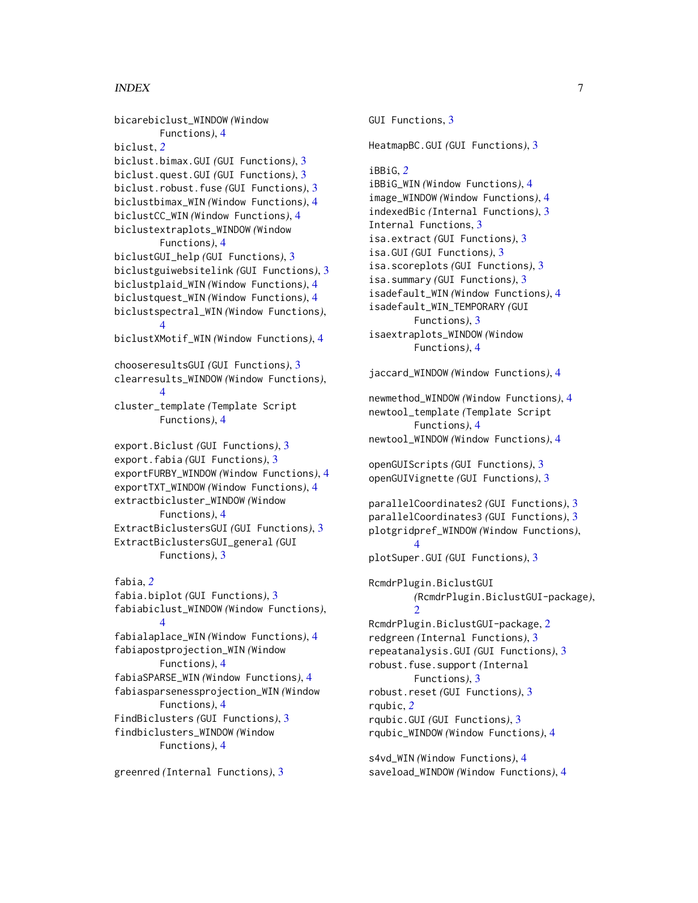bicarebiclust_WINDOW *(Window Functions)*, 4
biclust, *2*
biclust.bimax.GUI *(GUI Functions)*, 3
biclust.quest.GUI *(GUI Functions)*, 3
biclust.robust.fuse *(GUI Functions)*, 3
biclustbimax_WIN *(Window Functions)*, 4
biclustCC_WIN *(Window Functions)*, 4
biclustextraplots_WINDOW *(Window Functions)*, 4
biclustGUI_help *(GUI Functions)*, 3
biclustguiwebsitelink *(GUI Functions)*, 3
biclustplaid_WIN *(Window Functions)*, 4
biclustquest_WIN *(Window Functions)*, 4
biclustspectral_WIN *(Window Functions)*, 4
biclustXMotif_WIN *(Window Functions)*, 4

chooseresultsGUI *(GUI Functions)*, 3
clearresults_WINDOW *(Window Functions)*, 4
cluster_template *(Template Script Functions)*, 4

export.Biclust *(GUI Functions)*, 3
export.fabia *(GUI Functions)*, 3
exportFURBY_WINDOW *(Window Functions)*, 4
exportTXT_WINDOW *(Window Functions)*, 4
extractbicluster_WINDOW *(Window Functions)*, 4
ExtractBiclustersGUI *(GUI Functions)*, 3
ExtractBiclustersGUI_general *(GUI Functions)*, 3

fabia, *2*
fabia.biplot *(GUI Functions)*, 3
fabiabiclust_WINDOW *(Window Functions)*, 4
fabialaplace_WIN *(Window Functions)*, 4
fabiapostprojection_WIN *(Window Functions)*, 4
fabiaSPARSE_WIN *(Window Functions)*, 4
fabiasparsenessprojection_WIN *(Window Functions)*, 4
FindBiclusters *(GUI Functions)*, 3
findbiclusters_WINDOW *(Window Functions)*, 4

greenred *(Internal Functions)*, 3

GUI Functions, 3

HeatmapBC.GUI *(GUI Functions)*, 3

iBBiG, *2*
iBBiG_WIN *(Window Functions)*, 4
image_WINDOW *(Window Functions)*, 4
indexedBic *(Internal Functions)*, 3
Internal Functions, 3
isa.extract *(GUI Functions)*, 3
isa.GUI *(GUI Functions)*, 3
isa.scoreplots *(GUI Functions)*, 3
isa.summary *(GUI Functions)*, 3
isadefault_WIN *(Window Functions)*, 4
isadefault_WIN_TEMPORARY *(GUI Functions)*, 3
isaextraplots_WINDOW *(Window Functions)*, 4

jaccard_WINDOW *(Window Functions)*, 4

newmethod_WINDOW *(Window Functions)*, 4
newtool_template *(Template Script Functions)*, 4
newtool_WINDOW *(Window Functions)*, 4

openGUIScripts *(GUI Functions)*, 3
openGUIVignette *(GUI Functions)*, 3

parallelCoordinates2 *(GUI Functions)*, 3
parallelCoordinates3 *(GUI Functions)*, 3
plotgridpref_WINDOW *(Window Functions)*, 4
plotSuper.GUI *(GUI Functions)*, 3

RcmdrPlugin.BiclustGUI *(RcmdrPlugin.BiclustGUI-package)*, 2
RcmdrPlugin.BiclustGUI-package, 2
redgreen *(Internal Functions)*, 3
repeatanalysis.GUI *(GUI Functions)*, 3
robust.fuse.support *(Internal Functions)*, 3
robust.reset *(GUI Functions)*, 3
rqubic, *2*
rqubic.GUI *(GUI Functions)*, 3
rqubic_WINDOW *(Window Functions)*, 4

s4vd_WIN *(Window Functions)*, 4
saveload_WINDOW *(Window Functions)*, 4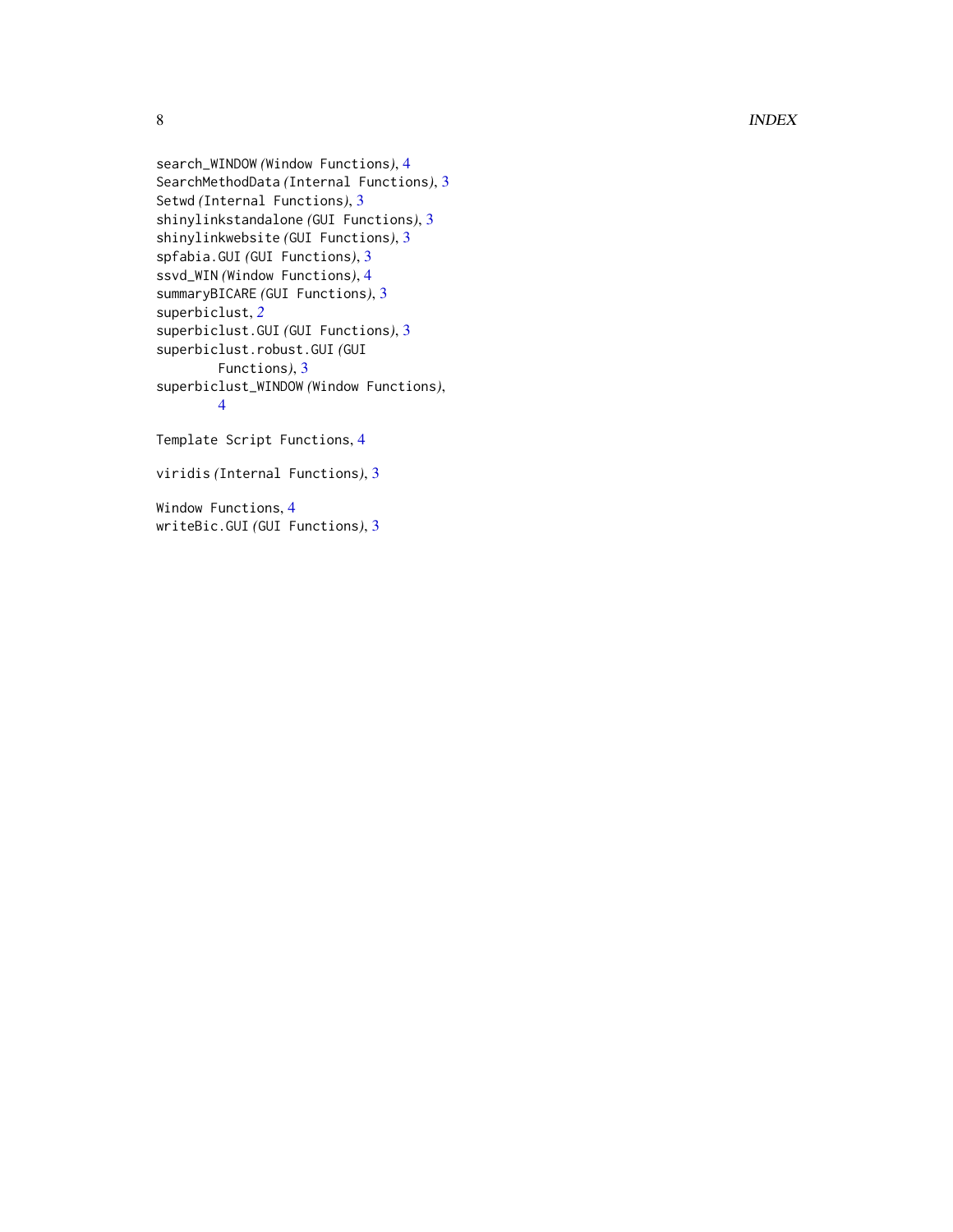search_WINDOW *(Window Functions)*, 4
SearchMethodData *(Internal Functions)*, 3
Setwd *(Internal Functions)*, 3
shinylinkstandalone *(GUI Functions)*, 3
shinylinkwebsite *(GUI Functions)*, 3
spfabia.GUI *(GUI Functions)*, 3
ssvd_WIN *(Window Functions)*, 4
summaryBICARE *(GUI Functions)*, 3
superbiclust, *2*
superbiclust.GUI *(GUI Functions)*, 3
superbiclust.robust.GUI *(GUI Functions)*, 3
superbiclust_WINDOW *(Window Functions)*, 4

Template Script Functions, 4

viridis *(Internal Functions)*, 3

Window Functions, 4
writeBic.GUI *(GUI Functions)*, 3